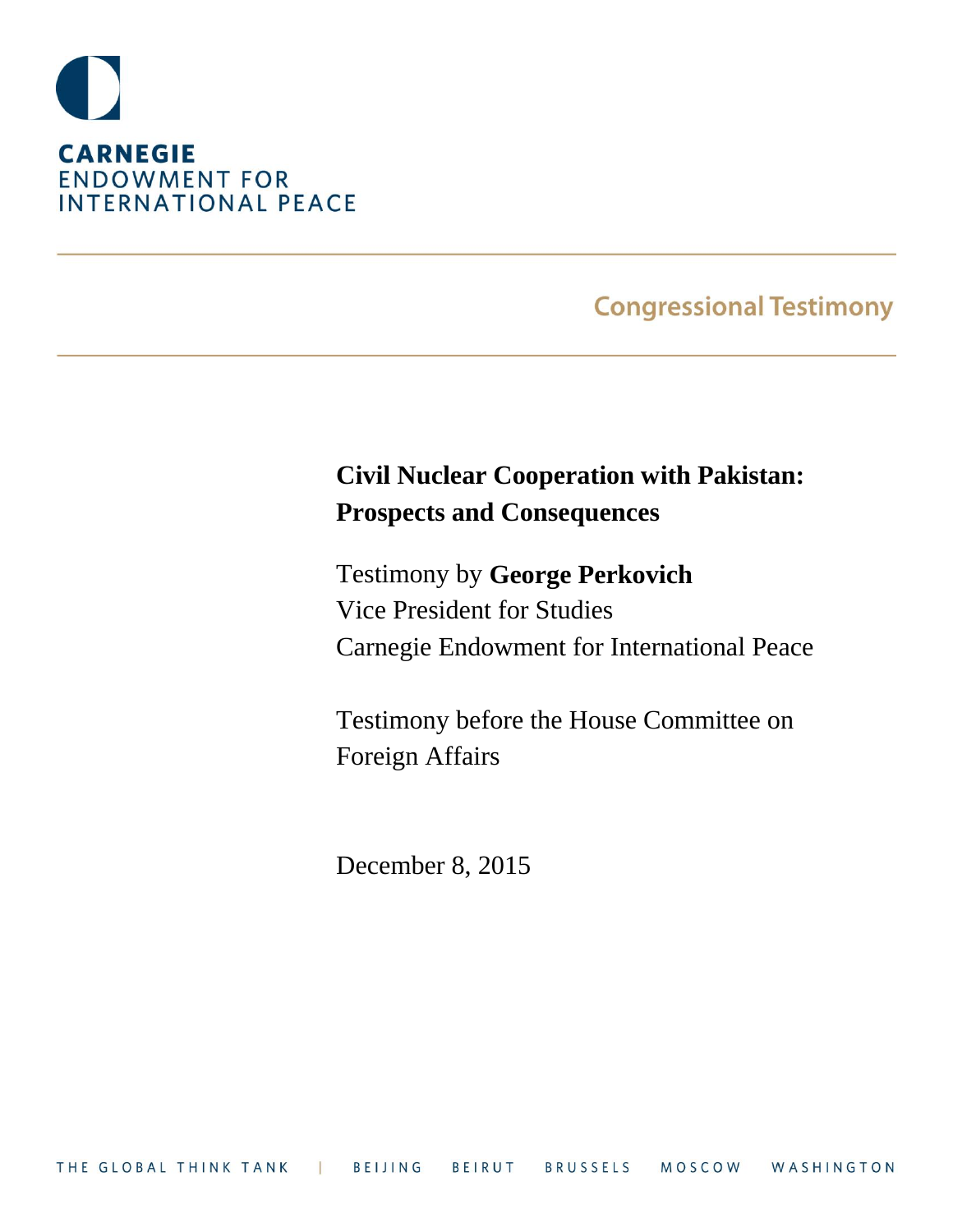**CARNEGIE**
ENDOWMENT FOR
INTERNATIONAL PEACE

Congressional Testimony

# Civil Nuclear Cooperation with Pakistan: Prospects and Consequences

Testimony by **George Perkovich**
Vice President for Studies
Carnegie Endowment for International Peace

Testimony before the House Committee on Foreign Affairs

December 8, 2015

THE GLOBAL THINK TANK | BEIJING BEIRUT BRUSSELS MOSCOW WASHINGTON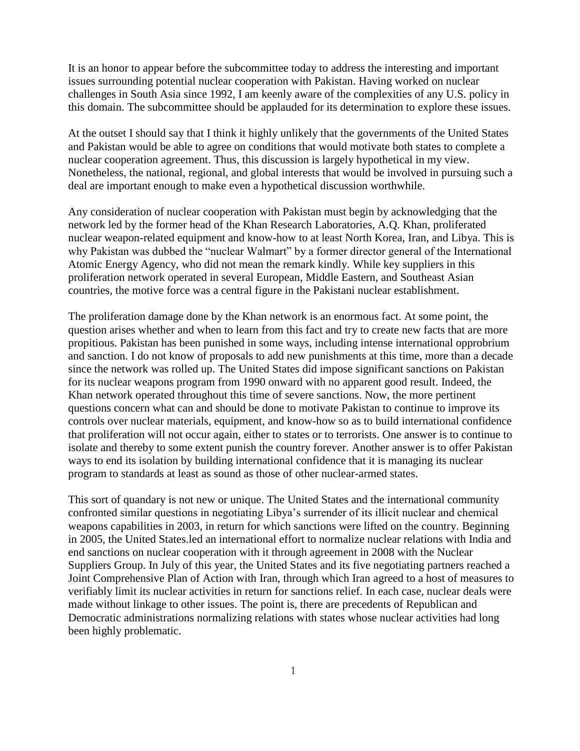It is an honor to appear before the subcommittee today to address the interesting and important issues surrounding potential nuclear cooperation with Pakistan. Having worked on nuclear challenges in South Asia since 1992, I am keenly aware of the complexities of any U.S. policy in this domain. The subcommittee should be applauded for its determination to explore these issues.

At the outset I should say that I think it highly unlikely that the governments of the United States and Pakistan would be able to agree on conditions that would motivate both states to complete a nuclear cooperation agreement. Thus, this discussion is largely hypothetical in my view. Nonetheless, the national, regional, and global interests that would be involved in pursuing such a deal are important enough to make even a hypothetical discussion worthwhile.

Any consideration of nuclear cooperation with Pakistan must begin by acknowledging that the network led by the former head of the Khan Research Laboratories, A.Q. Khan, proliferated nuclear weapon-related equipment and know-how to at least North Korea, Iran, and Libya. This is why Pakistan was dubbed the "nuclear Walmart" by a former director general of the International Atomic Energy Agency, who did not mean the remark kindly. While key suppliers in this proliferation network operated in several European, Middle Eastern, and Southeast Asian countries, the motive force was a central figure in the Pakistani nuclear establishment.

The proliferation damage done by the Khan network is an enormous fact. At some point, the question arises whether and when to learn from this fact and try to create new facts that are more propitious. Pakistan has been punished in some ways, including intense international opprobrium and sanction. I do not know of proposals to add new punishments at this time, more than a decade since the network was rolled up. The United States did impose significant sanctions on Pakistan for its nuclear weapons program from 1990 onward with no apparent good result. Indeed, the Khan network operated throughout this time of severe sanctions. Now, the more pertinent questions concern what can and should be done to motivate Pakistan to continue to improve its controls over nuclear materials, equipment, and know-how so as to build international confidence that proliferation will not occur again, either to states or to terrorists. One answer is to continue to isolate and thereby to some extent punish the country forever. Another answer is to offer Pakistan ways to end its isolation by building international confidence that it is managing its nuclear program to standards at least as sound as those of other nuclear-armed states.

This sort of quandary is not new or unique. The United States and the international community confronted similar questions in negotiating Libya's surrender of its illicit nuclear and chemical weapons capabilities in 2003, in return for which sanctions were lifted on the country. Beginning in 2005, the United States.led an international effort to normalize nuclear relations with India and end sanctions on nuclear cooperation with it through agreement in 2008 with the Nuclear Suppliers Group. In July of this year, the United States and its five negotiating partners reached a Joint Comprehensive Plan of Action with Iran, through which Iran agreed to a host of measures to verifiably limit its nuclear activities in return for sanctions relief. In each case, nuclear deals were made without linkage to other issues. The point is, there are precedents of Republican and Democratic administrations normalizing relations with states whose nuclear activities had long been highly problematic.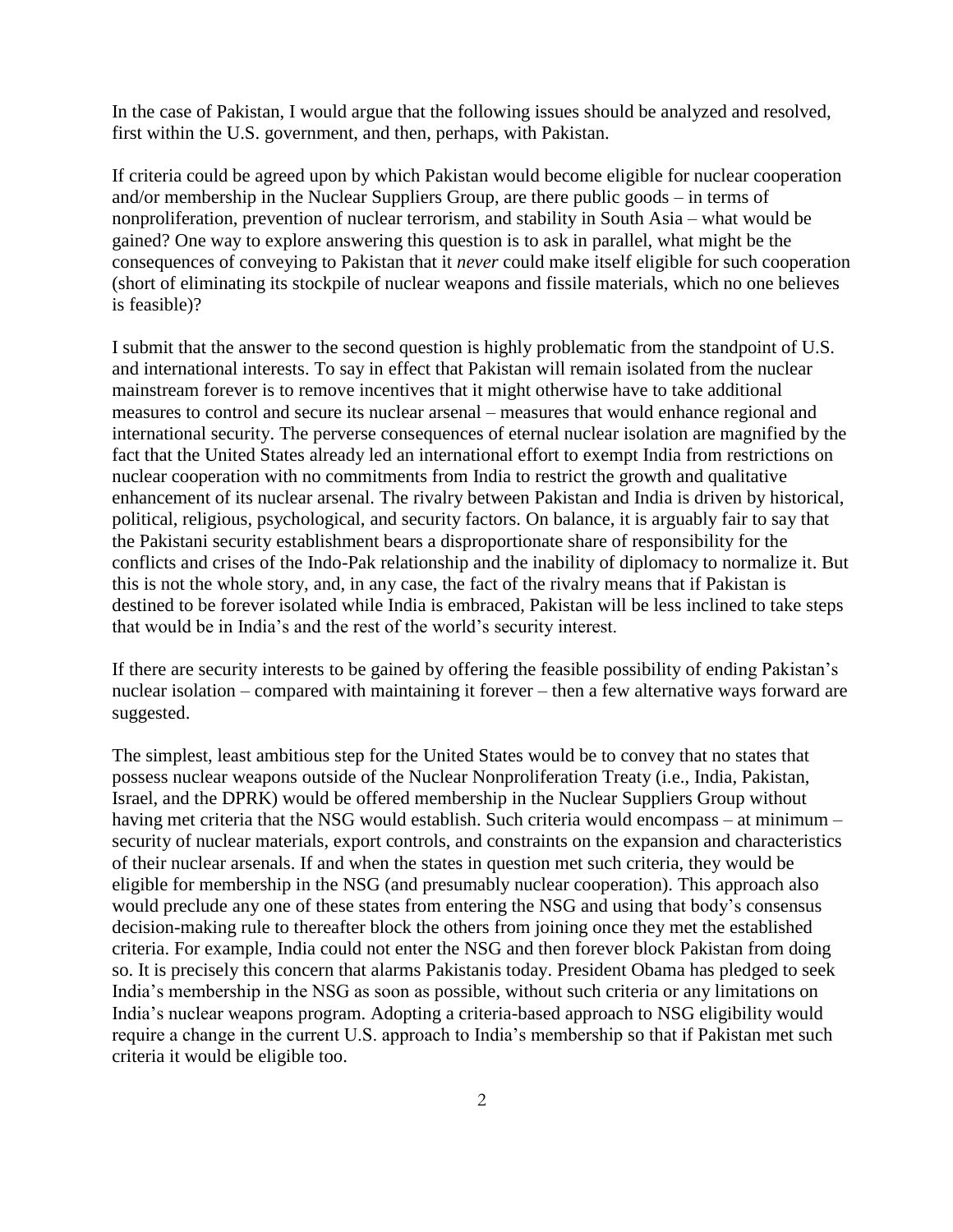In the case of Pakistan, I would argue that the following issues should be analyzed and resolved, first within the U.S. government, and then, perhaps, with Pakistan.

If criteria could be agreed upon by which Pakistan would become eligible for nuclear cooperation and/or membership in the Nuclear Suppliers Group, are there public goods – in terms of nonproliferation, prevention of nuclear terrorism, and stability in South Asia – what would be gained? One way to explore answering this question is to ask in parallel, what might be the consequences of conveying to Pakistan that it *never* could make itself eligible for such cooperation (short of eliminating its stockpile of nuclear weapons and fissile materials, which no one believes is feasible)?

I submit that the answer to the second question is highly problematic from the standpoint of U.S. and international interests. To say in effect that Pakistan will remain isolated from the nuclear mainstream forever is to remove incentives that it might otherwise have to take additional measures to control and secure its nuclear arsenal – measures that would enhance regional and international security. The perverse consequences of eternal nuclear isolation are magnified by the fact that the United States already led an international effort to exempt India from restrictions on nuclear cooperation with no commitments from India to restrict the growth and qualitative enhancement of its nuclear arsenal. The rivalry between Pakistan and India is driven by historical, political, religious, psychological, and security factors. On balance, it is arguably fair to say that the Pakistani security establishment bears a disproportionate share of responsibility for the conflicts and crises of the Indo-Pak relationship and the inability of diplomacy to normalize it. But this is not the whole story, and, in any case, the fact of the rivalry means that if Pakistan is destined to be forever isolated while India is embraced, Pakistan will be less inclined to take steps that would be in India's and the rest of the world's security interest.

If there are security interests to be gained by offering the feasible possibility of ending Pakistan's nuclear isolation – compared with maintaining it forever – then a few alternative ways forward are suggested.

The simplest, least ambitious step for the United States would be to convey that no states that possess nuclear weapons outside of the Nuclear Nonproliferation Treaty (i.e., India, Pakistan, Israel, and the DPRK) would be offered membership in the Nuclear Suppliers Group without having met criteria that the NSG would establish. Such criteria would encompass – at minimum – security of nuclear materials, export controls, and constraints on the expansion and characteristics of their nuclear arsenals. If and when the states in question met such criteria, they would be eligible for membership in the NSG (and presumably nuclear cooperation). This approach also would preclude any one of these states from entering the NSG and using that body's consensus decision-making rule to thereafter block the others from joining once they met the established criteria. For example, India could not enter the NSG and then forever block Pakistan from doing so. It is precisely this concern that alarms Pakistanis today. President Obama has pledged to seek India's membership in the NSG as soon as possible, without such criteria or any limitations on India's nuclear weapons program. Adopting a criteria-based approach to NSG eligibility would require a change in the current U.S. approach to India's membership so that if Pakistan met such criteria it would be eligible too.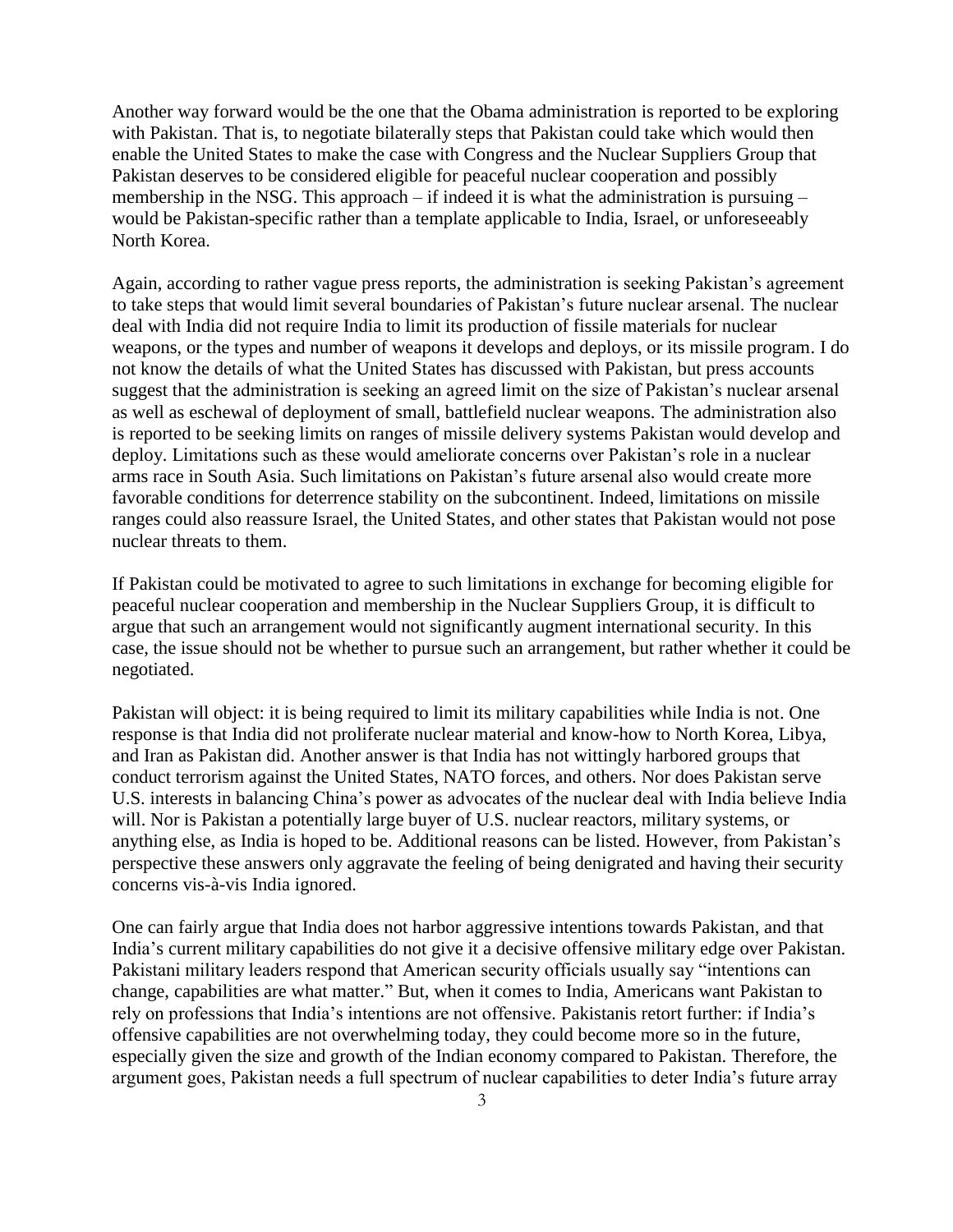Another way forward would be the one that the Obama administration is reported to be exploring with Pakistan. That is, to negotiate bilaterally steps that Pakistan could take which would then enable the United States to make the case with Congress and the Nuclear Suppliers Group that Pakistan deserves to be considered eligible for peaceful nuclear cooperation and possibly membership in the NSG. This approach – if indeed it is what the administration is pursuing – would be Pakistan-specific rather than a template applicable to India, Israel, or unforeseeably North Korea.

Again, according to rather vague press reports, the administration is seeking Pakistan's agreement to take steps that would limit several boundaries of Pakistan's future nuclear arsenal. The nuclear deal with India did not require India to limit its production of fissile materials for nuclear weapons, or the types and number of weapons it develops and deploys, or its missile program. I do not know the details of what the United States has discussed with Pakistan, but press accounts suggest that the administration is seeking an agreed limit on the size of Pakistan's nuclear arsenal as well as eschewal of deployment of small, battlefield nuclear weapons. The administration also is reported to be seeking limits on ranges of missile delivery systems Pakistan would develop and deploy. Limitations such as these would ameliorate concerns over Pakistan's role in a nuclear arms race in South Asia. Such limitations on Pakistan's future arsenal also would create more favorable conditions for deterrence stability on the subcontinent. Indeed, limitations on missile ranges could also reassure Israel, the United States, and other states that Pakistan would not pose nuclear threats to them.

If Pakistan could be motivated to agree to such limitations in exchange for becoming eligible for peaceful nuclear cooperation and membership in the Nuclear Suppliers Group, it is difficult to argue that such an arrangement would not significantly augment international security. In this case, the issue should not be whether to pursue such an arrangement, but rather whether it could be negotiated.

Pakistan will object: it is being required to limit its military capabilities while India is not. One response is that India did not proliferate nuclear material and know-how to North Korea, Libya, and Iran as Pakistan did. Another answer is that India has not wittingly harbored groups that conduct terrorism against the United States, NATO forces, and others. Nor does Pakistan serve U.S. interests in balancing China's power as advocates of the nuclear deal with India believe India will. Nor is Pakistan a potentially large buyer of U.S. nuclear reactors, military systems, or anything else, as India is hoped to be. Additional reasons can be listed. However, from Pakistan's perspective these answers only aggravate the feeling of being denigrated and having their security concerns vis-à-vis India ignored.

One can fairly argue that India does not harbor aggressive intentions towards Pakistan, and that India's current military capabilities do not give it a decisive offensive military edge over Pakistan. Pakistani military leaders respond that American security officials usually say "intentions can change, capabilities are what matter." But, when it comes to India, Americans want Pakistan to rely on professions that India's intentions are not offensive. Pakistanis retort further: if India's offensive capabilities are not overwhelming today, they could become more so in the future, especially given the size and growth of the Indian economy compared to Pakistan. Therefore, the argument goes, Pakistan needs a full spectrum of nuclear capabilities to deter India's future array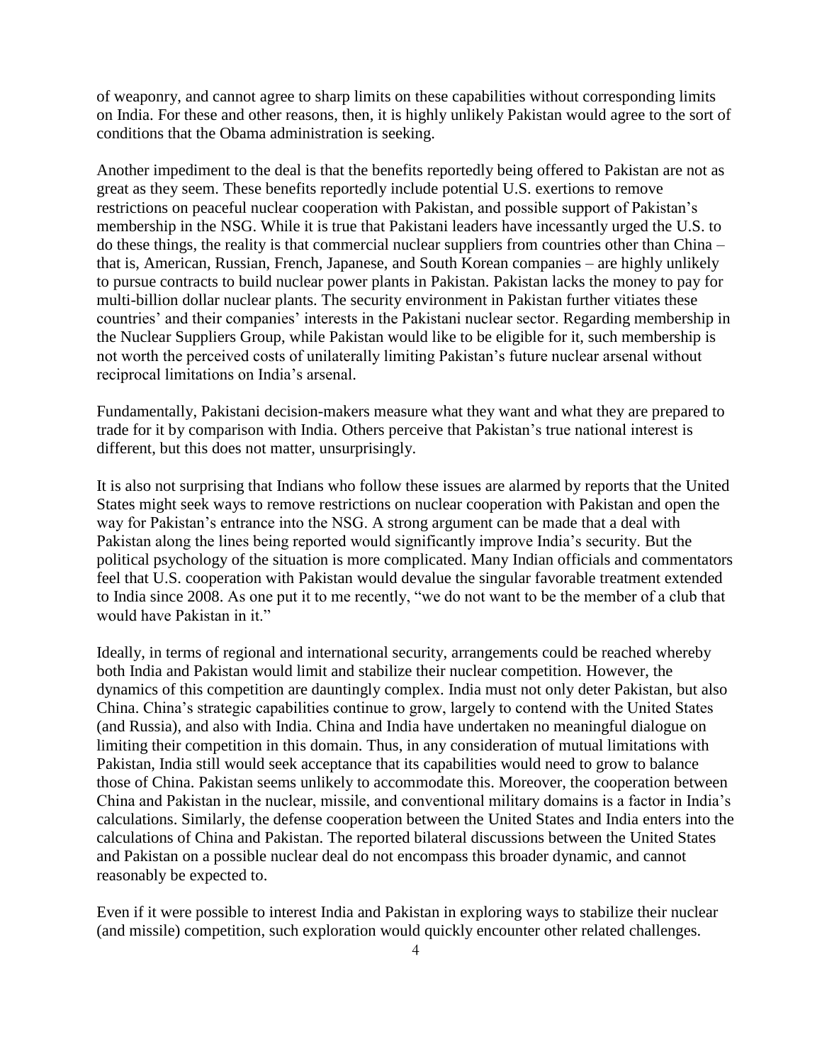of weaponry, and cannot agree to sharp limits on these capabilities without corresponding limits on India. For these and other reasons, then, it is highly unlikely Pakistan would agree to the sort of conditions that the Obama administration is seeking.

Another impediment to the deal is that the benefits reportedly being offered to Pakistan are not as great as they seem. These benefits reportedly include potential U.S. exertions to remove restrictions on peaceful nuclear cooperation with Pakistan, and possible support of Pakistan's membership in the NSG. While it is true that Pakistani leaders have incessantly urged the U.S. to do these things, the reality is that commercial nuclear suppliers from countries other than China – that is, American, Russian, French, Japanese, and South Korean companies – are highly unlikely to pursue contracts to build nuclear power plants in Pakistan. Pakistan lacks the money to pay for multi-billion dollar nuclear plants. The security environment in Pakistan further vitiates these countries' and their companies' interests in the Pakistani nuclear sector. Regarding membership in the Nuclear Suppliers Group, while Pakistan would like to be eligible for it, such membership is not worth the perceived costs of unilaterally limiting Pakistan's future nuclear arsenal without reciprocal limitations on India's arsenal.

Fundamentally, Pakistani decision-makers measure what they want and what they are prepared to trade for it by comparison with India. Others perceive that Pakistan's true national interest is different, but this does not matter, unsurprisingly.

It is also not surprising that Indians who follow these issues are alarmed by reports that the United States might seek ways to remove restrictions on nuclear cooperation with Pakistan and open the way for Pakistan's entrance into the NSG. A strong argument can be made that a deal with Pakistan along the lines being reported would significantly improve India's security. But the political psychology of the situation is more complicated. Many Indian officials and commentators feel that U.S. cooperation with Pakistan would devalue the singular favorable treatment extended to India since 2008. As one put it to me recently, "we do not want to be the member of a club that would have Pakistan in it."

Ideally, in terms of regional and international security, arrangements could be reached whereby both India and Pakistan would limit and stabilize their nuclear competition. However, the dynamics of this competition are dauntingly complex. India must not only deter Pakistan, but also China. China's strategic capabilities continue to grow, largely to contend with the United States (and Russia), and also with India. China and India have undertaken no meaningful dialogue on limiting their competition in this domain. Thus, in any consideration of mutual limitations with Pakistan, India still would seek acceptance that its capabilities would need to grow to balance those of China. Pakistan seems unlikely to accommodate this. Moreover, the cooperation between China and Pakistan in the nuclear, missile, and conventional military domains is a factor in India's calculations. Similarly, the defense cooperation between the United States and India enters into the calculations of China and Pakistan. The reported bilateral discussions between the United States and Pakistan on a possible nuclear deal do not encompass this broader dynamic, and cannot reasonably be expected to.

Even if it were possible to interest India and Pakistan in exploring ways to stabilize their nuclear (and missile) competition, such exploration would quickly encounter other related challenges.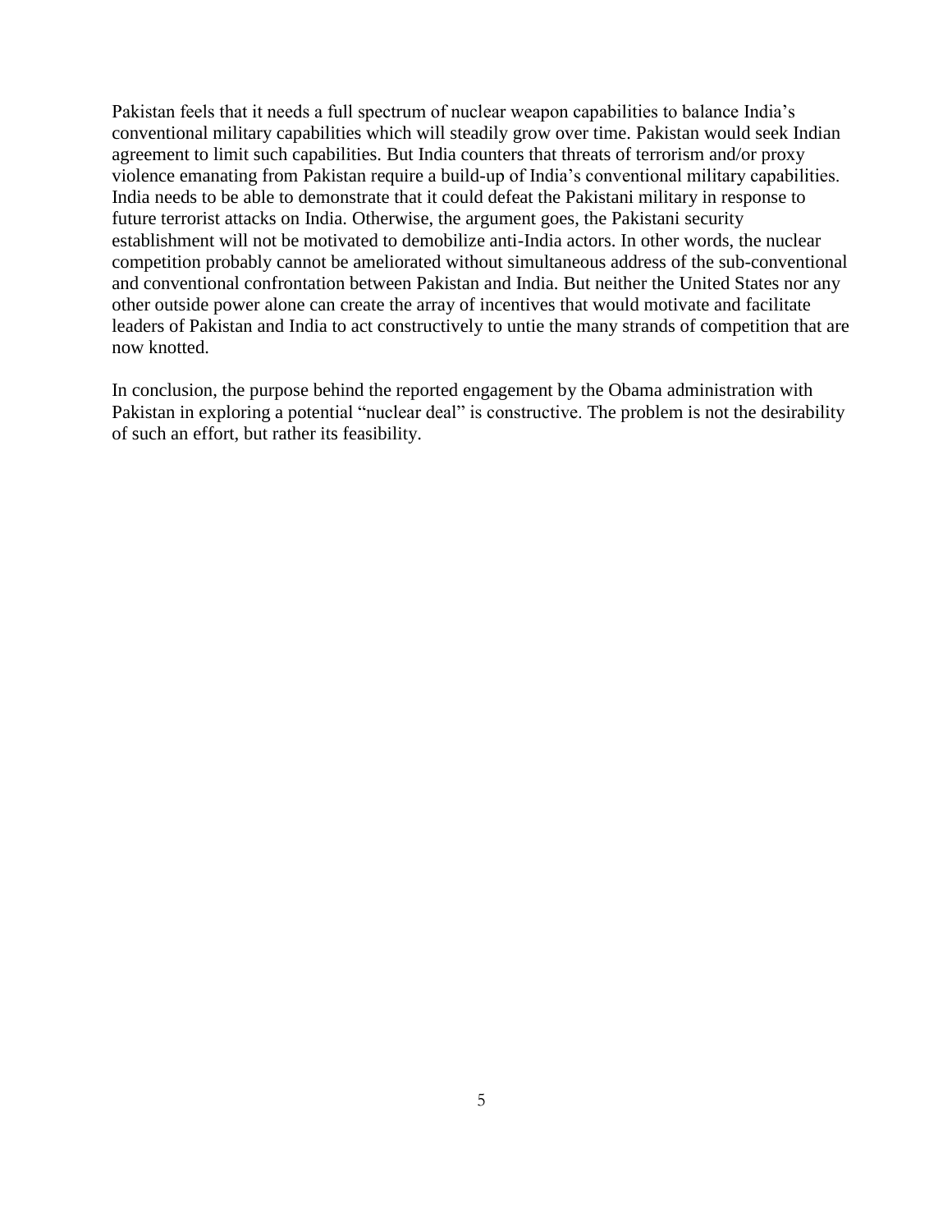Pakistan feels that it needs a full spectrum of nuclear weapon capabilities to balance India's conventional military capabilities which will steadily grow over time. Pakistan would seek Indian agreement to limit such capabilities. But India counters that threats of terrorism and/or proxy violence emanating from Pakistan require a build-up of India's conventional military capabilities. India needs to be able to demonstrate that it could defeat the Pakistani military in response to future terrorist attacks on India. Otherwise, the argument goes, the Pakistani security establishment will not be motivated to demobilize anti-India actors. In other words, the nuclear competition probably cannot be ameliorated without simultaneous address of the sub-conventional and conventional confrontation between Pakistan and India. But neither the United States nor any other outside power alone can create the array of incentives that would motivate and facilitate leaders of Pakistan and India to act constructively to untie the many strands of competition that are now knotted.

In conclusion, the purpose behind the reported engagement by the Obama administration with Pakistan in exploring a potential "nuclear deal" is constructive. The problem is not the desirability of such an effort, but rather its feasibility.